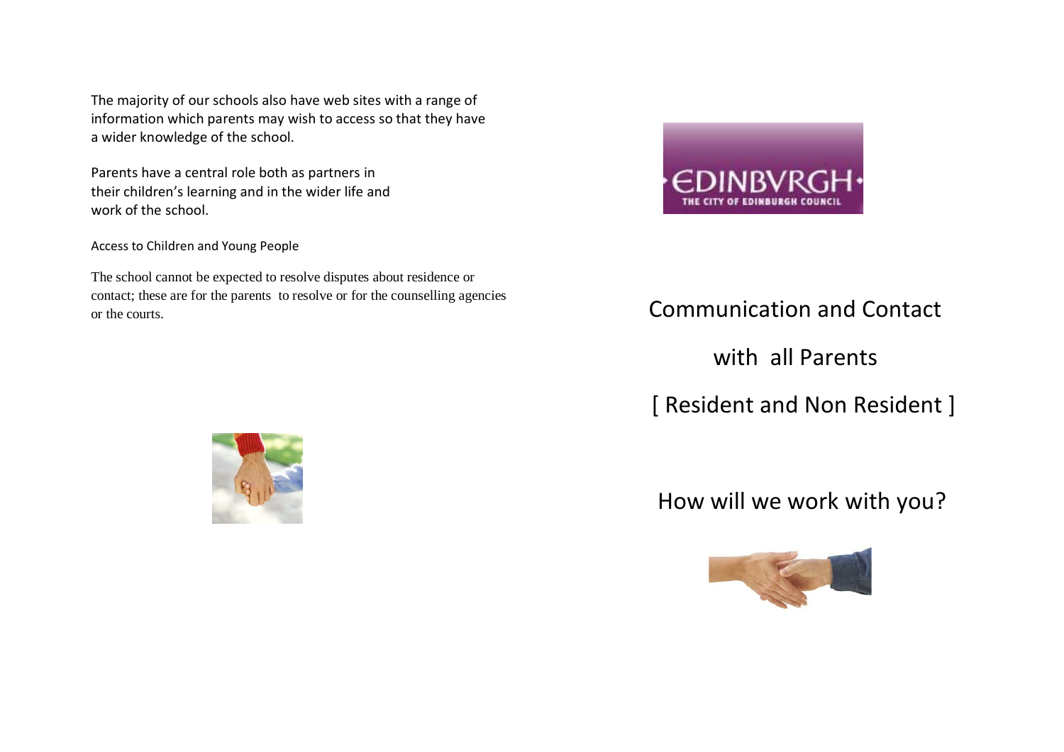The majority of our schools also have web sites with a range of information which parents may wish to access so that they have a wider knowledge of the school.

Parents have a central role both as partners in their children's learning and in the wider life and work of the school.

Access to Children and Young People

The school cannot be expected to resolve disputes about residence or contact; these are for the parents to resolve or for the counselling agencies or the courts.

EDINBVRGH
THE CITY OF EDINBURGH COUNCIL

# Communication and Contact with all Parents [ Resident and Non Resident ]

## How will we work with you?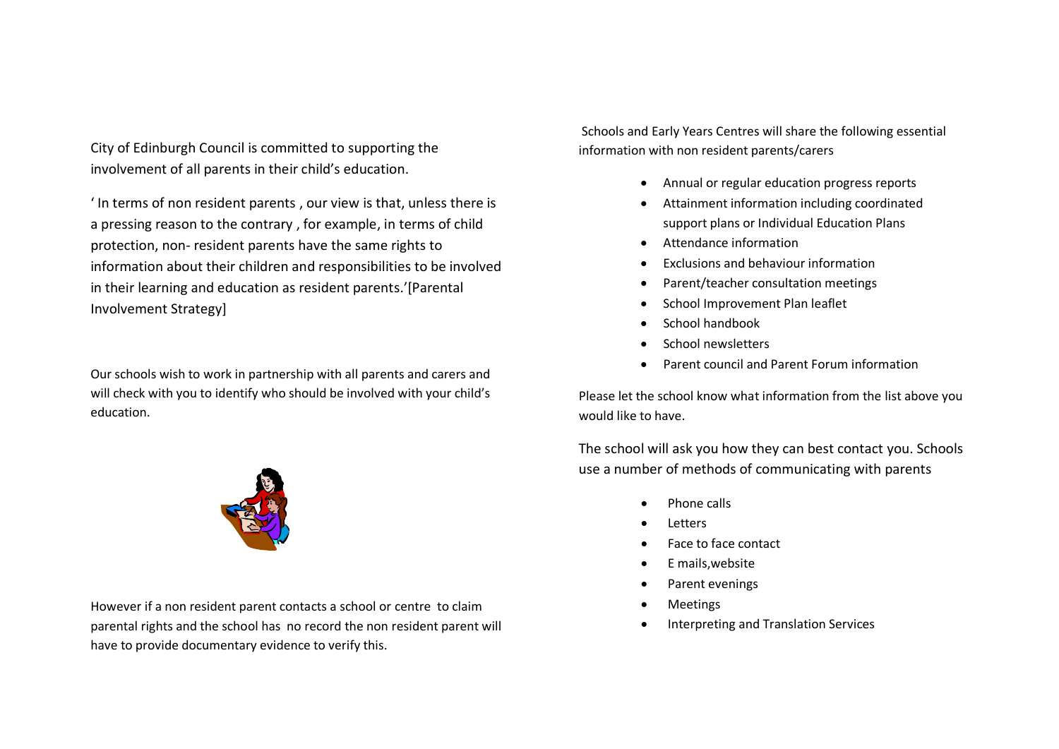City of Edinburgh Council is committed to supporting the involvement of all parents in their child's education.

' In terms of non resident parents , our view is that, unless there is a pressing reason to the contrary , for example, in terms of child protection, non- resident parents have the same rights to information about their children and responsibilities to be involved in their learning and education as resident parents.'[Parental Involvement Strategy]

Our schools wish to work in partnership with all parents and carers and will check with you to identify who should be involved with your child's education.

However if a non resident parent contacts a school or centre to claim parental rights and the school has no record the non resident parent will have to provide documentary evidence to verify this.

Schools and Early Years Centres will share the following essential information with non resident parents/carers

- Annual or regular education progress reports
- Attainment information including coordinated support plans or Individual Education Plans
- Attendance information
- Exclusions and behaviour information
- Parent/teacher consultation meetings
- School Improvement Plan leaflet
- School handbook
- School newsletters
- Parent council and Parent Forum information

Please let the school know what information from the list above you would like to have.

The school will ask you how they can best contact you. Schools use a number of methods of communicating with parents

- Phone calls
- Letters
- Face to face contact
- E mails,website
- Parent evenings
- Meetings
- Interpreting and Translation Services